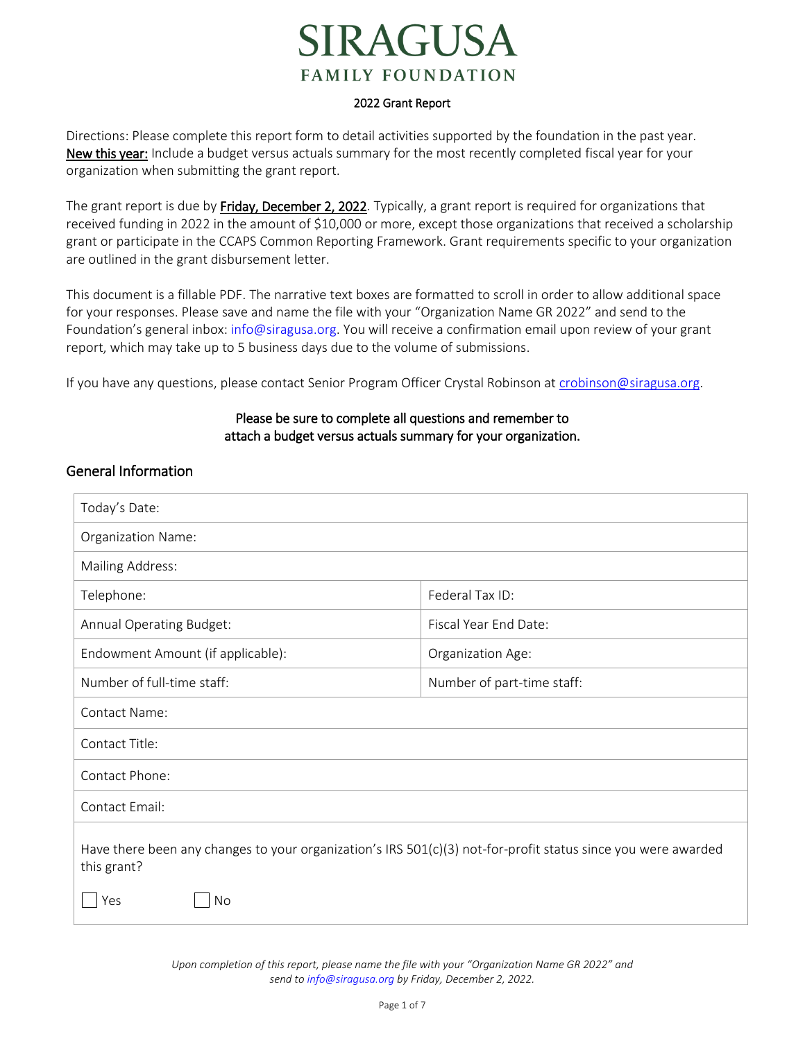# SIRAGUSA FAMILY FOUNDATION

**2022 Grant Report**

Directions: Please complete this report form to detail activities supported by the foundation in the past year. **New this year:** Include a budget versus actuals summary for the most recently completed fiscal year for your organization when submitting the grant report.

The grant report is due by **Friday, December 2, 2022**. Typically, a grant report is required for organizations that received funding in 2022 in the amount of $10,000 or more, except those organizations that received a scholarship grant or participate in the CCAPS Common Reporting Framework. Grant requirements specific to your organization are outlined in the grant disbursement letter.

This document is a fillable PDF. The narrative text boxes are formatted to scroll in order to allow additional space for your responses. Please save and name the file with your "Organization Name GR 2022" and send to the Foundation's general inbox: info@siragusa.org. You will receive a confirmation email upon review of your grant report, which may take up to 5 business days due to the volume of submissions.

If you have any questions, please contact Senior Program Officer Crystal Robinson at crobinson@siragusa.org.

**Please be sure to complete all questions and remember to attach a budget versus actuals summary for your organization.**

## General Information

| | |
|---|---|
| Today's Date: | |
| Organization Name: | |
| Mailing Address: | |
| Telephone: | Federal Tax ID: |
| Annual Operating Budget: | Fiscal Year End Date: |
| Endowment Amount (if applicable): | Organization Age: |
| Number of full-time staff: | Number of part-time staff: |
| Contact Name: | |
| Contact Title: | |
| Contact Phone: | |
| Contact Email: | |
| Have there been any changes to your organization's IRS 501(c)(3) not-for-profit status since you were awarded this grant? ☐ Yes ☐ No | |

*Upon completion of this report, please name the file with your "Organization Name GR 2022" and send to info@siragusa.org by Friday, December 2, 2022.*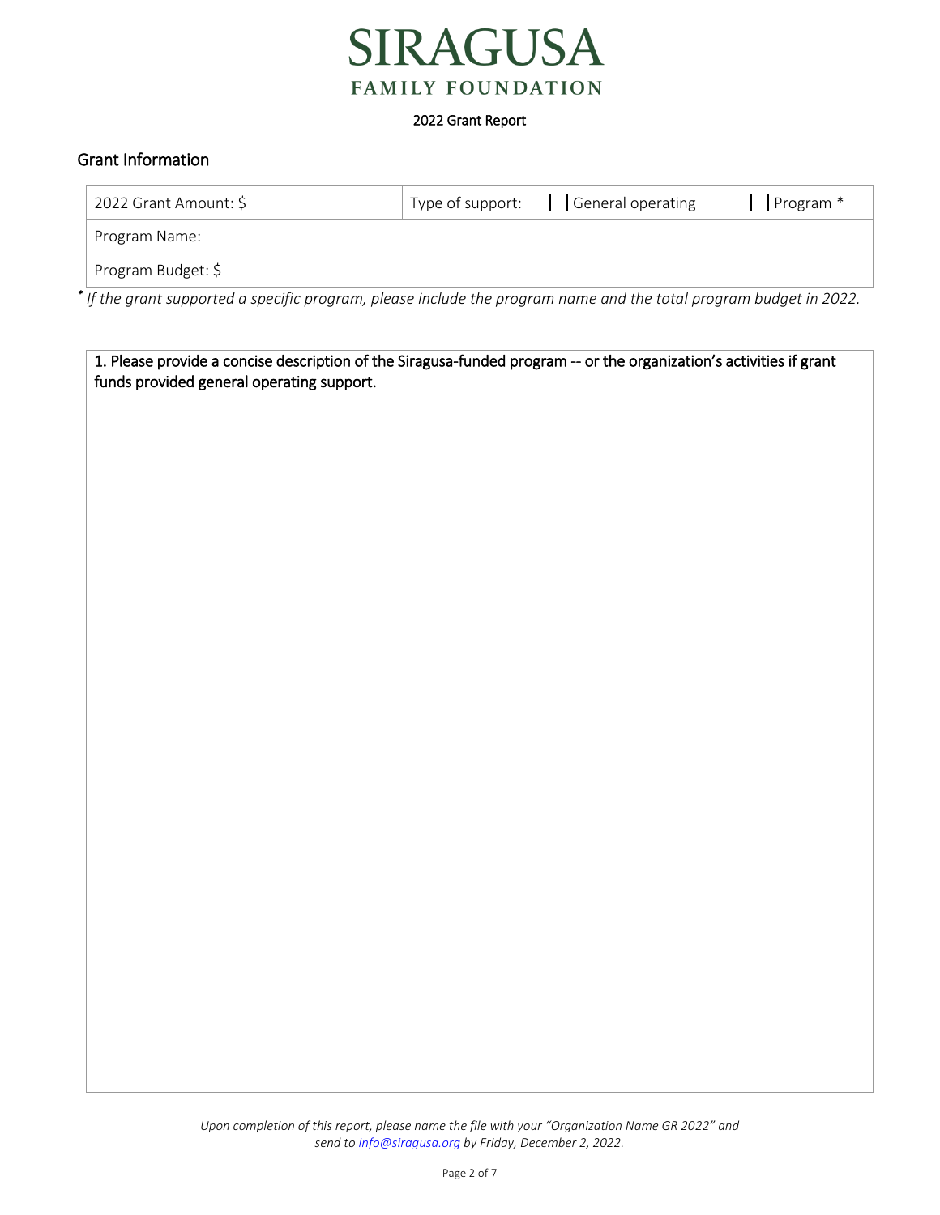# SIRAGUSA
## FAMILY FOUNDATION

2022 Grant Report

## Grant Information

| 2022 Grant Amount: $ | Type of support: ☐ General operating ☐ Program * |
|---|---|
| Program Name: | |
| Program Budget: $ | |

* *If the grant supported a specific program, please include the program name and the total program budget in 2022.*

1. Please provide a concise description of the Siragusa-funded program -- or the organization's activities if grant funds provided general operating support.

*Upon completion of this report, please name the file with your "Organization Name GR 2022" and send to info@siragusa.org by Friday, December 2, 2022.*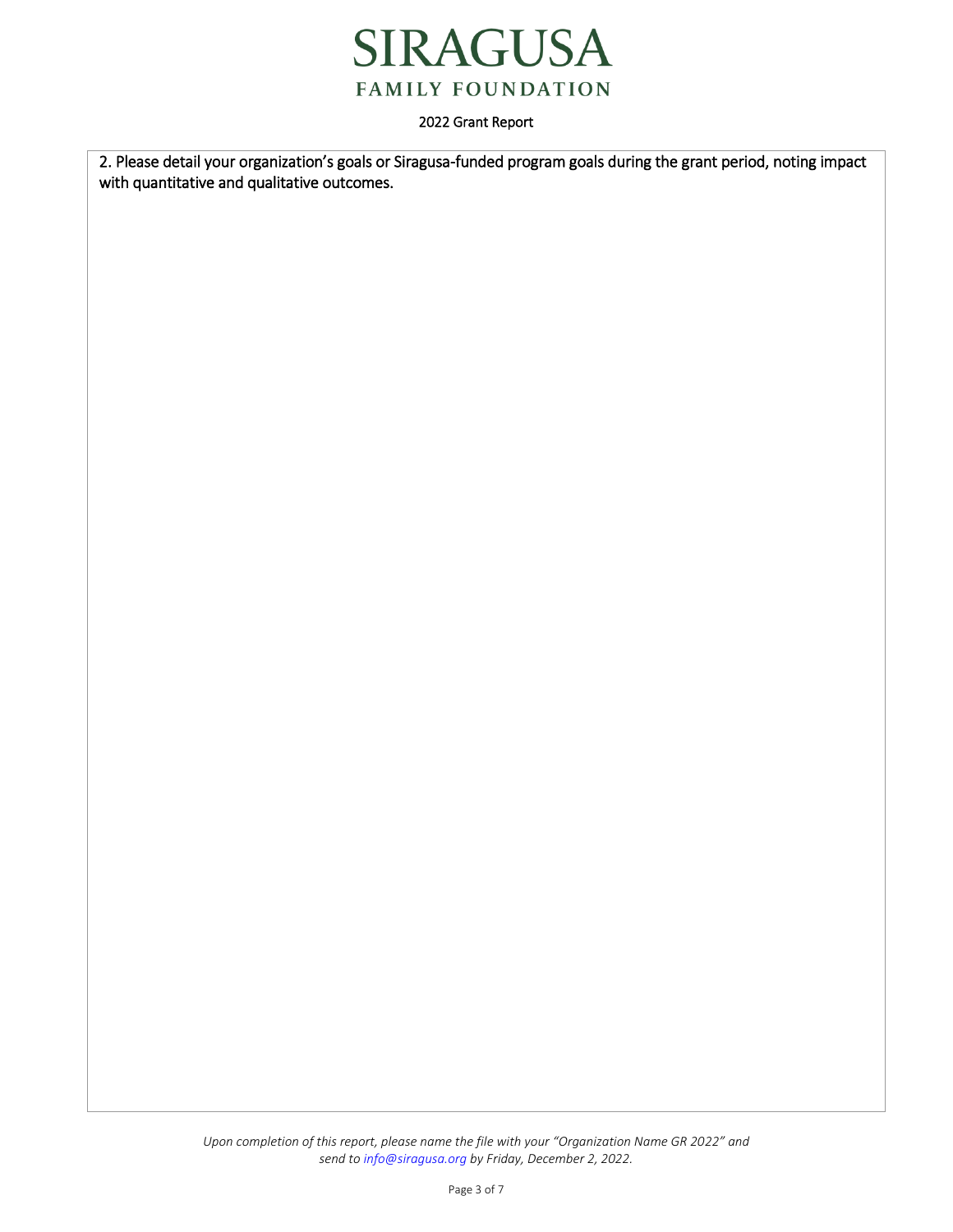2. Please detail your organization's goals or Siragusa-funded program goals during the grant period, noting impact with quantitative and qualitative outcomes.

*Upon completion of this report, please name the file with your "Organization Name GR 2022" and send to info@siragusa.org by Friday, December 2, 2022.*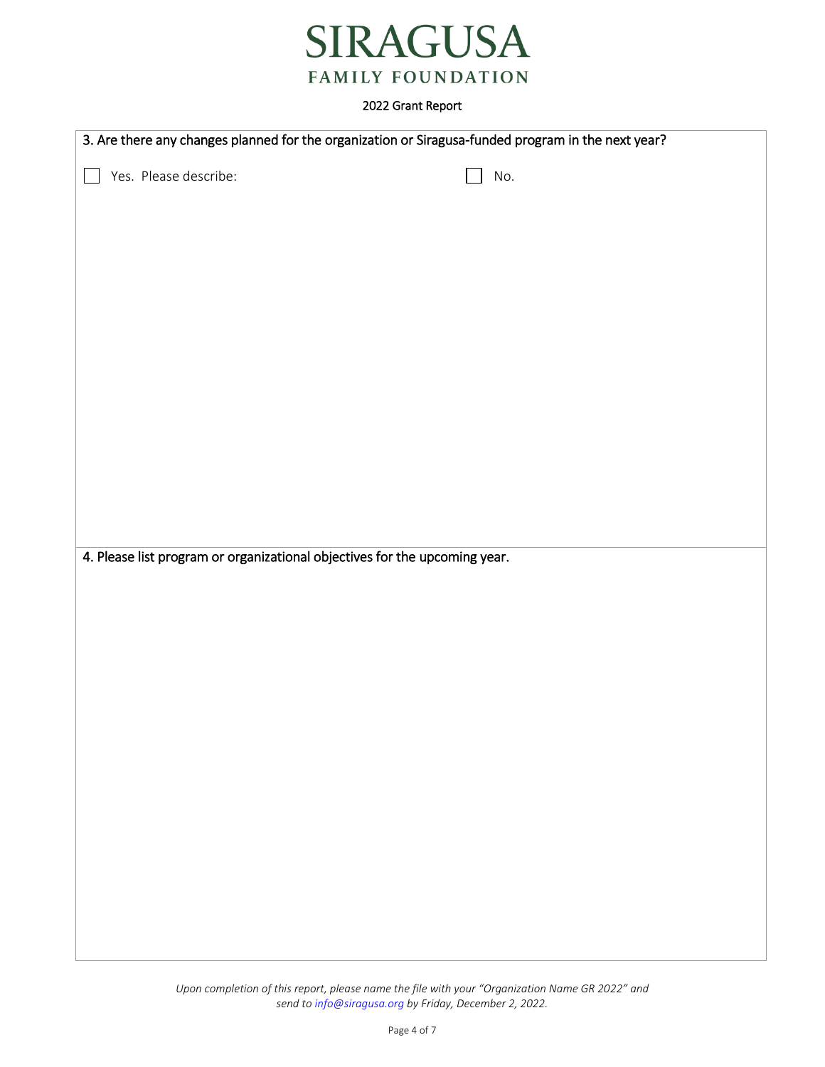# SIRAGUSA
## FAMILY FOUNDATION

2022 Grant Report

3. Are there any changes planned for the organization or Siragusa-funded program in the next year?

☐ Yes. Please describe: ☐ No.

4. Please list program or organizational objectives for the upcoming year.

*Upon completion of this report, please name the file with your "Organization Name GR 2022" and send to info@siragusa.org by Friday, December 2, 2022.*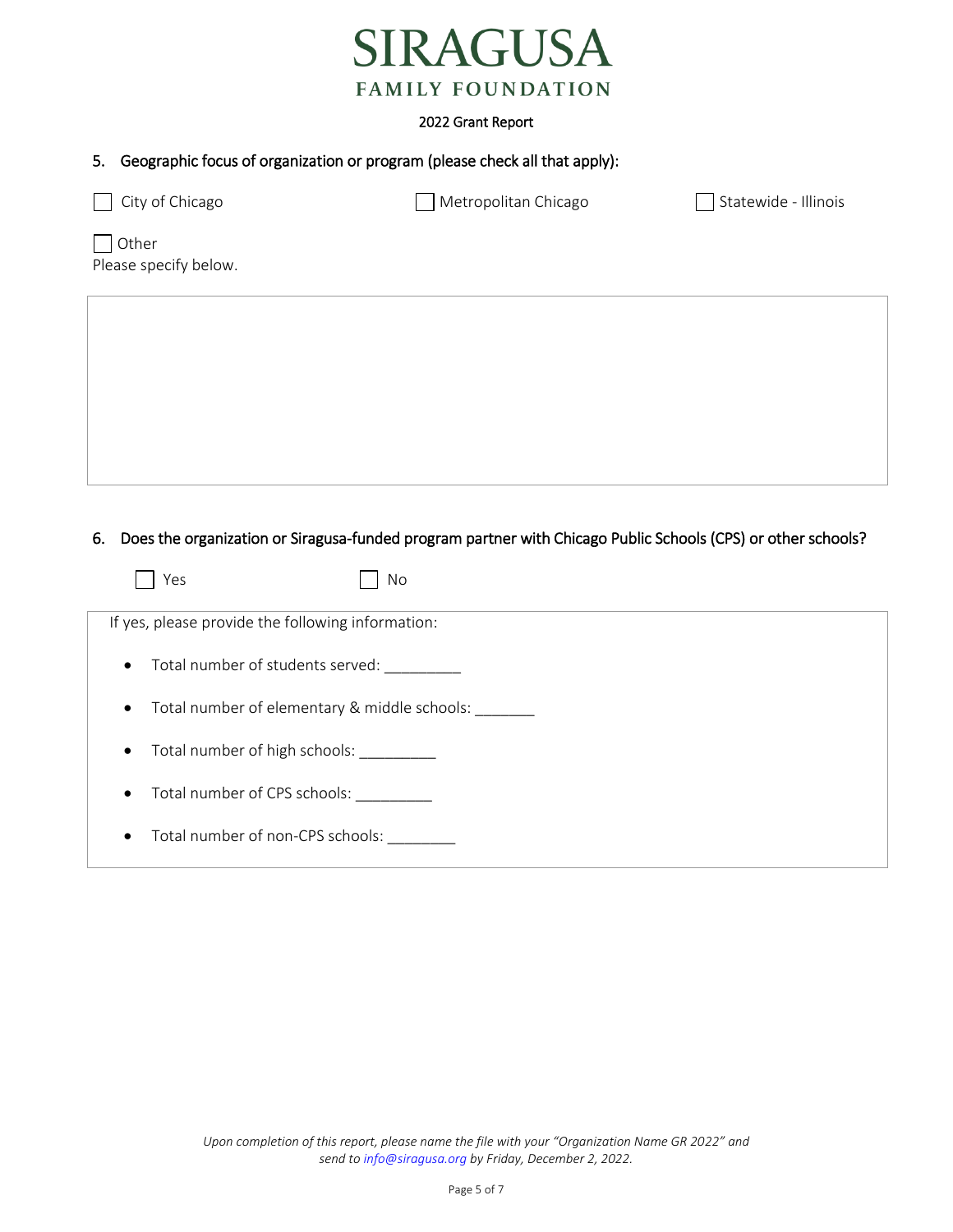# SIRAGUSA
## FAMILY FOUNDATION

2022 Grant Report

5. Geographic focus of organization or program (please check all that apply):

☐ City of Chicago ☐ Metropolitan Chicago ☐ Statewide - Illinois

☐ Other
Please specify below.

6. Does the organization or Siragusa-funded program partner with Chicago Public Schools (CPS) or other schools?

☐ Yes ☐ No

If yes, please provide the following information:

- Total number of students served: _________
- Total number of elementary & middle schools: _______
- Total number of high schools: _________
- Total number of CPS schools: _________
- Total number of non-CPS schools: ________

*Upon completion of this report, please name the file with your "Organization Name GR 2022" and send to info@siragusa.org by Friday, December 2, 2022.*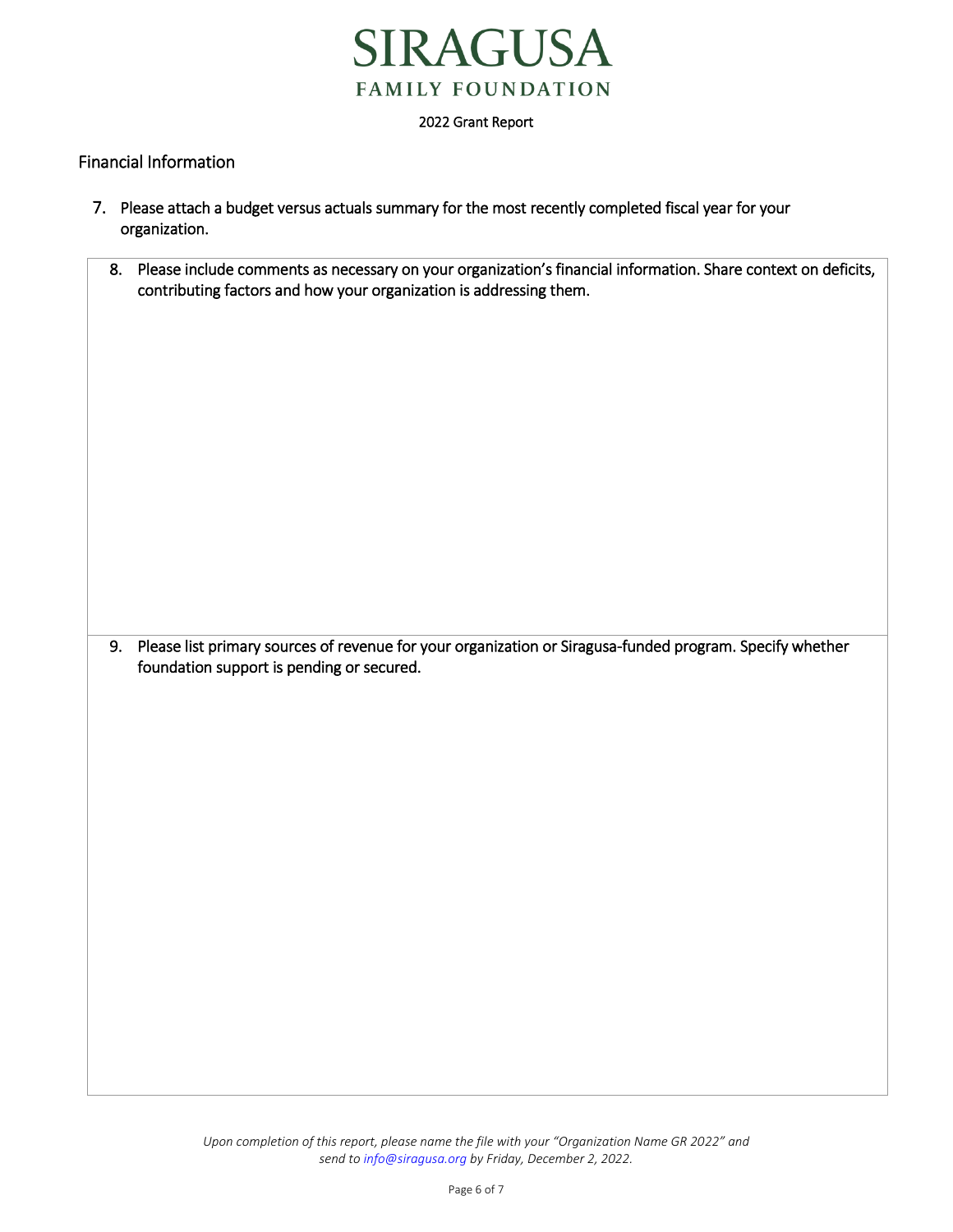# SIRAGUSA
## FAMILY FOUNDATION

2022 Grant Report

## Financial Information

7. Please attach a budget versus actuals summary for the most recently completed fiscal year for your organization.

8. Please include comments as necessary on your organization's financial information. Share context on deficits, contributing factors and how your organization is addressing them.

9. Please list primary sources of revenue for your organization or Siragusa-funded program. Specify whether foundation support is pending or secured.

*Upon completion of this report, please name the file with your "Organization Name GR 2022" and send to info@siragusa.org by Friday, December 2, 2022.*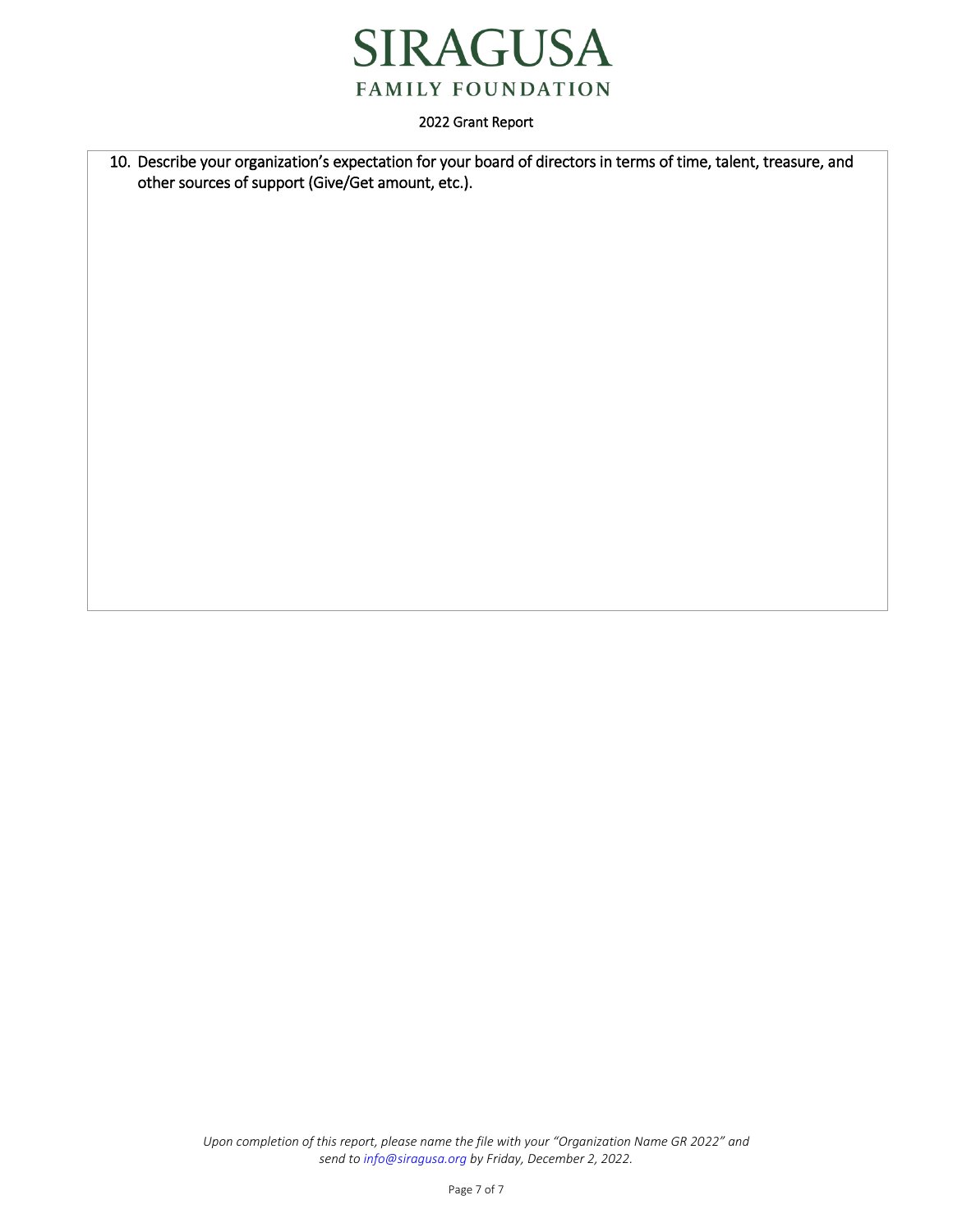# SIRAGUSA
## FAMILY FOUNDATION

2022 Grant Report

10. Describe your organization's expectation for your board of directors in terms of time, talent, treasure, and other sources of support (Give/Get amount, etc.).

*Upon completion of this report, please name the file with your "Organization Name GR 2022" and send to info@siragusa.org by Friday, December 2, 2022.*